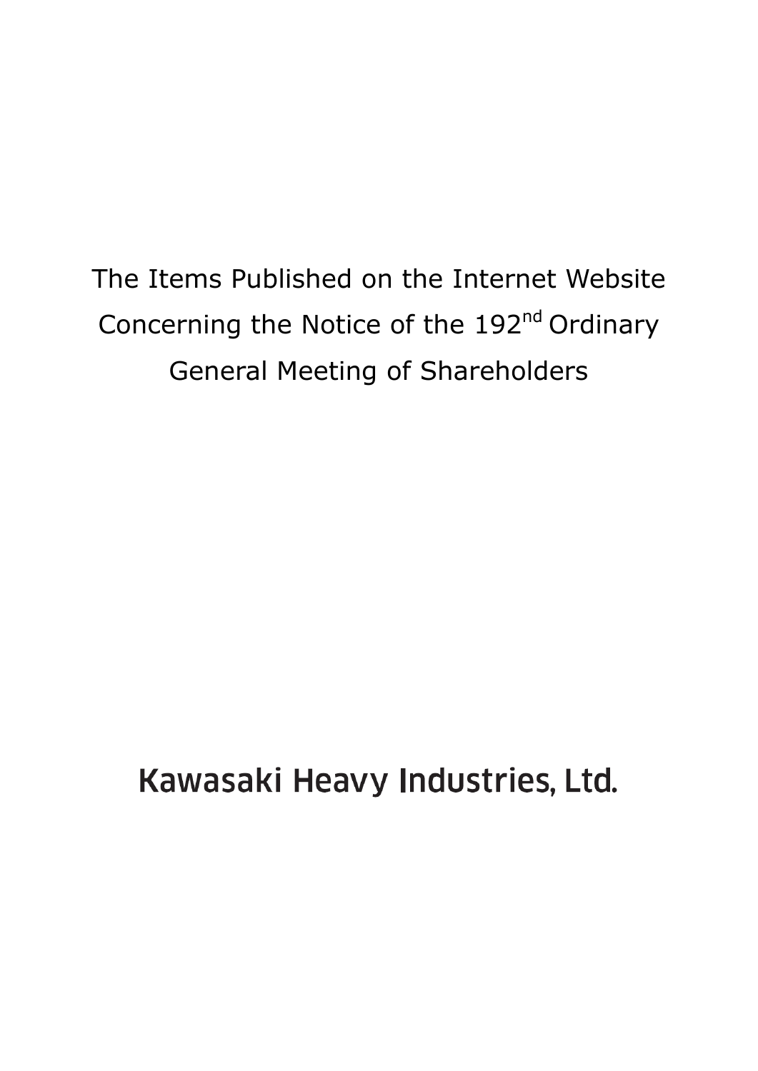# The Items Published on the Internet Website Concerning the Notice of the 192nd Ordinary General Meeting of Shareholders

**Kawasaki Heavy Industries, Ltd.**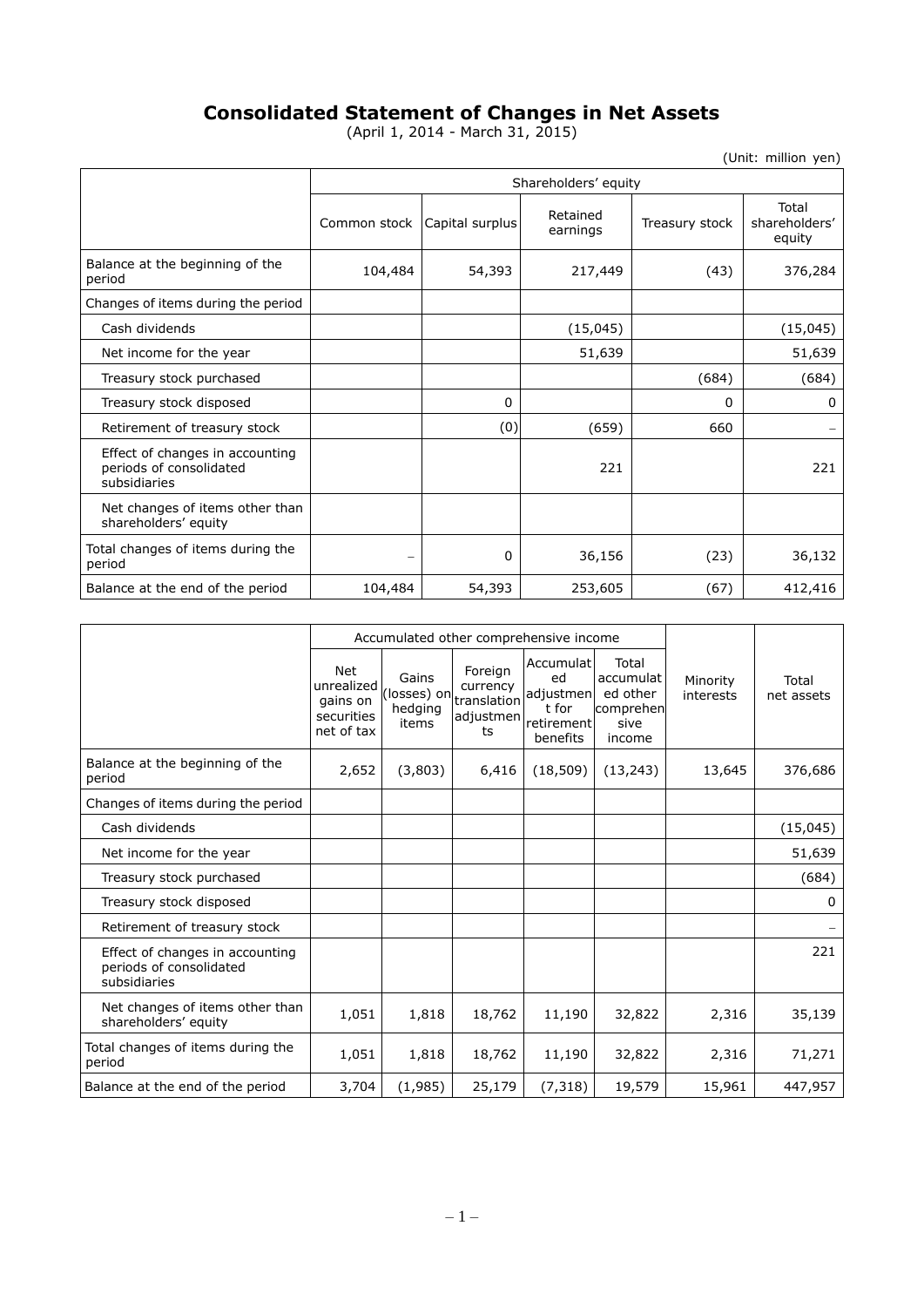# Consolidated Statement of Changes in Net Assets

(April 1, 2014 - March 31, 2015)

(Unit: million yen)

| | Shareholders' equity | | | | |
|---|---|---|---|---|---|
| | Common stock | Capital surplus | Retained earnings | Treasury stock | Total shareholders' equity |
| Balance at the beginning of the period | 104,484 | 54,393 | 217,449 | (43) | 376,284 |
| Changes of items during the period | | | | | |
| Cash dividends | | | (15,045) | | (15,045) |
| Net income for the year | | | 51,639 | | 51,639 |
| Treasury stock purchased | | | | (684) | (684) |
| Treasury stock disposed | | 0 | | 0 | 0 |
| Retirement of treasury stock | | (0) | (659) | 660 | – |
| Effect of changes in accounting periods of consolidated subsidiaries | | | 221 | | 221 |
| Net changes of items other than shareholders' equity | | | | | |
| Total changes of items during the period | – | 0 | 36,156 | (23) | 36,132 |
| Balance at the end of the period | 104,484 | 54,393 | 253,605 | (67) | 412,416 |

| | Accumulated other comprehensive income | | | | | Minority interests | Total net assets |
|---|---|---|---|---|---|---|---|
| | Net unrealized gains on securities net of tax | Gains (losses) on hedging items | Foreign currency translation adjustments | Accumulated adjustment for retirement benefits | Total accumulated other comprehensive income | | |
| Balance at the beginning of the period | 2,652 | (3,803) | 6,416 | (18,509) | (13,243) | 13,645 | 376,686 |
| Changes of items during the period | | | | | | | |
| Cash dividends | | | | | | | (15,045) |
| Net income for the year | | | | | | | 51,639 |
| Treasury stock purchased | | | | | | | (684) |
| Treasury stock disposed | | | | | | | 0 |
| Retirement of treasury stock | | | | | | | – |
| Effect of changes in accounting periods of consolidated subsidiaries | | | | | | | 221 |
| Net changes of items other than shareholders' equity | 1,051 | 1,818 | 18,762 | 11,190 | 32,822 | 2,316 | 35,139 |
| Total changes of items during the period | 1,051 | 1,818 | 18,762 | 11,190 | 32,822 | 2,316 | 71,271 |
| Balance at the end of the period | 3,704 | (1,985) | 25,179 | (7,318) | 19,579 | 15,961 | 447,957 |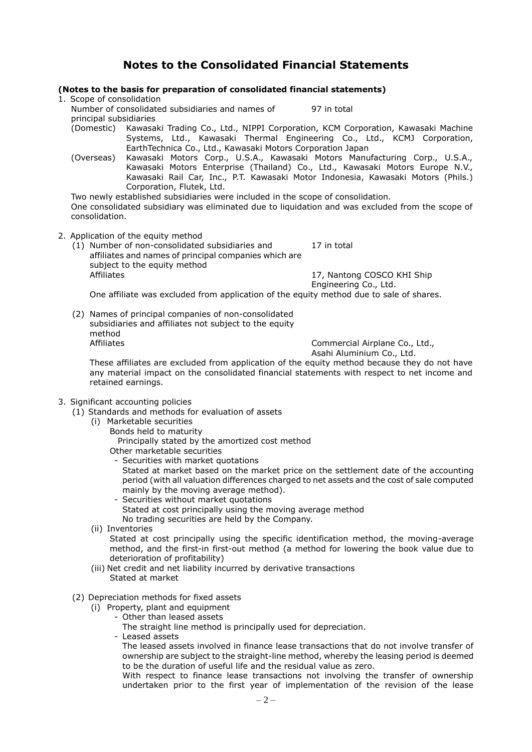# Notes to the Consolidated Financial Statements

**(Notes to the basis for preparation of consolidated financial statements)**

1. Scope of consolidation

   Number of consolidated subsidiaries and names of principal subsidiaries — 97 in total

   (Domestic) Kawasaki Trading Co., Ltd., NIPPI Corporation, KCM Corporation, Kawasaki Machine Systems, Ltd., Kawasaki Thermal Engineering Co., Ltd., KCMJ Corporation, EarthTechnica Co., Ltd., Kawasaki Motors Corporation Japan

   (Overseas) Kawasaki Motors Corp., U.S.A., Kawasaki Motors Manufacturing Corp., U.S.A., Kawasaki Motors Enterprise (Thailand) Co., Ltd., Kawasaki Motors Europe N.V., Kawasaki Rail Car, Inc., P.T. Kawasaki Motor Indonesia, Kawasaki Motors (Phils.) Corporation, Flutek, Ltd.

   Two newly established subsidiaries were included in the scope of consolidation.
   One consolidated subsidiary was eliminated due to liquidation and was excluded from the scope of consolidation.

2. Application of the equity method

   (1) Number of non-consolidated subsidiaries and affiliates and names of principal companies which are subject to the equity method — 17 in total

   Affiliates — 17, Nantong COSCO KHI Ship Engineering Co., Ltd.

   One affiliate was excluded from application of the equity method due to sale of shares.

   (2) Names of principal companies of non-consolidated subsidiaries and affiliates not subject to the equity method

   Affiliates — Commercial Airplane Co., Ltd., Asahi Aluminium Co., Ltd.

   These affiliates are excluded from application of the equity method because they do not have any material impact on the consolidated financial statements with respect to net income and retained earnings.

3. Significant accounting policies

   (1) Standards and methods for evaluation of assets

   (i) Marketable securities

   Bonds held to maturity

   Principally stated by the amortized cost method

   Other marketable securities

   - Securities with market quotations
     Stated at market based on the market price on the settlement date of the accounting period (with all valuation differences charged to net assets and the cost of sale computed mainly by the moving average method).
   - Securities without market quotations
     Stated at cost principally using the moving average method
     No trading securities are held by the Company.

   (ii) Inventories

   Stated at cost principally using the specific identification method, the moving-average method, and the first-in first-out method (a method for lowering the book value due to deterioration of profitability)

   (iii) Net credit and net liability incurred by derivative transactions

   Stated at market

   (2) Depreciation methods for fixed assets

   (i) Property, plant and equipment

   - Other than leased assets
     The straight line method is principally used for depreciation.
   - Leased assets
     The leased assets involved in finance lease transactions that do not involve transfer of ownership are subject to the straight-line method, whereby the leasing period is deemed to be the duration of useful life and the residual value as zero.
     With respect to finance lease transactions not involving the transfer of ownership undertaken prior to the first year of implementation of the revision of the lease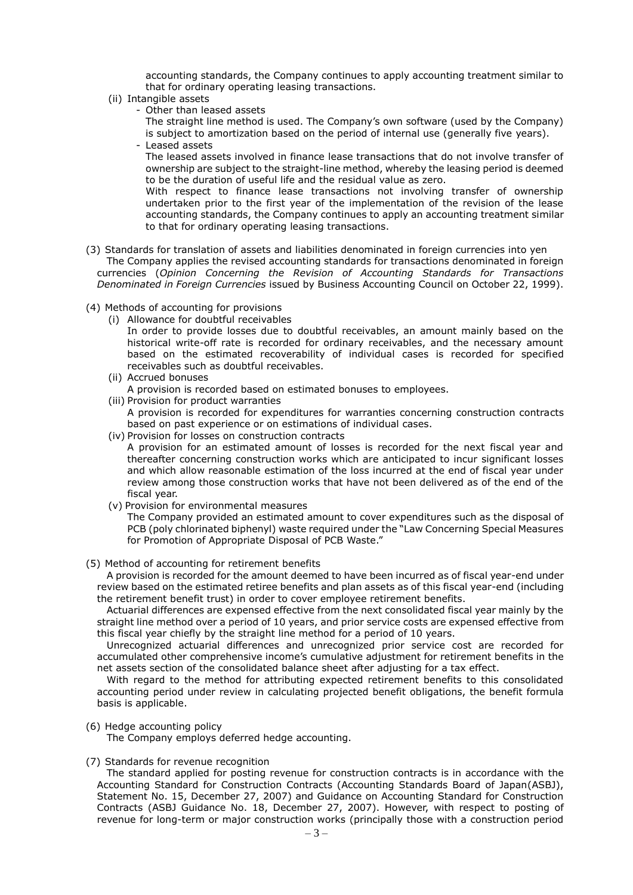accounting standards, the Company continues to apply accounting treatment similar to that for ordinary operating leasing transactions.

(ii) Intangible assets

- Other than leased assets

The straight line method is used. The Company's own software (used by the Company) is subject to amortization based on the period of internal use (generally five years).

- Leased assets

The leased assets involved in finance lease transactions that do not involve transfer of ownership are subject to the straight-line method, whereby the leasing period is deemed to be the duration of useful life and the residual value as zero.

With respect to finance lease transactions not involving transfer of ownership undertaken prior to the first year of the implementation of the revision of the lease accounting standards, the Company continues to apply an accounting treatment similar to that for ordinary operating leasing transactions.

(3) Standards for translation of assets and liabilities denominated in foreign currencies into yen

The Company applies the revised accounting standards for transactions denominated in foreign currencies (*Opinion Concerning the Revision of Accounting Standards for Transactions Denominated in Foreign Currencies* issued by Business Accounting Council on October 22, 1999).

(4) Methods of accounting for provisions

(i) Allowance for doubtful receivables

In order to provide losses due to doubtful receivables, an amount mainly based on the historical write-off rate is recorded for ordinary receivables, and the necessary amount based on the estimated recoverability of individual cases is recorded for specified receivables such as doubtful receivables.

(ii) Accrued bonuses

A provision is recorded based on estimated bonuses to employees.

(iii) Provision for product warranties

A provision is recorded for expenditures for warranties concerning construction contracts based on past experience or on estimations of individual cases.

(iv) Provision for losses on construction contracts

A provision for an estimated amount of losses is recorded for the next fiscal year and thereafter concerning construction works which are anticipated to incur significant losses and which allow reasonable estimation of the loss incurred at the end of fiscal year under review among those construction works that have not been delivered as of the end of the fiscal year.

(v) Provision for environmental measures

The Company provided an estimated amount to cover expenditures such as the disposal of PCB (poly chlorinated biphenyl) waste required under the "Law Concerning Special Measures for Promotion of Appropriate Disposal of PCB Waste."

(5) Method of accounting for retirement benefits

A provision is recorded for the amount deemed to have been incurred as of fiscal year-end under review based on the estimated retiree benefits and plan assets as of this fiscal year-end (including the retirement benefit trust) in order to cover employee retirement benefits.

Actuarial differences are expensed effective from the next consolidated fiscal year mainly by the straight line method over a period of 10 years, and prior service costs are expensed effective from this fiscal year chiefly by the straight line method for a period of 10 years.

Unrecognized actuarial differences and unrecognized prior service cost are recorded for accumulated other comprehensive income's cumulative adjustment for retirement benefits in the net assets section of the consolidated balance sheet after adjusting for a tax effect.

With regard to the method for attributing expected retirement benefits to this consolidated accounting period under review in calculating projected benefit obligations, the benefit formula basis is applicable.

(6) Hedge accounting policy

The Company employs deferred hedge accounting.

(7) Standards for revenue recognition

The standard applied for posting revenue for construction contracts is in accordance with the Accounting Standard for Construction Contracts (Accounting Standards Board of Japan(ASBJ), Statement No. 15, December 27, 2007) and Guidance on Accounting Standard for Construction Contracts (ASBJ Guidance No. 18, December 27, 2007). However, with respect to posting of revenue for long-term or major construction works (principally those with a construction period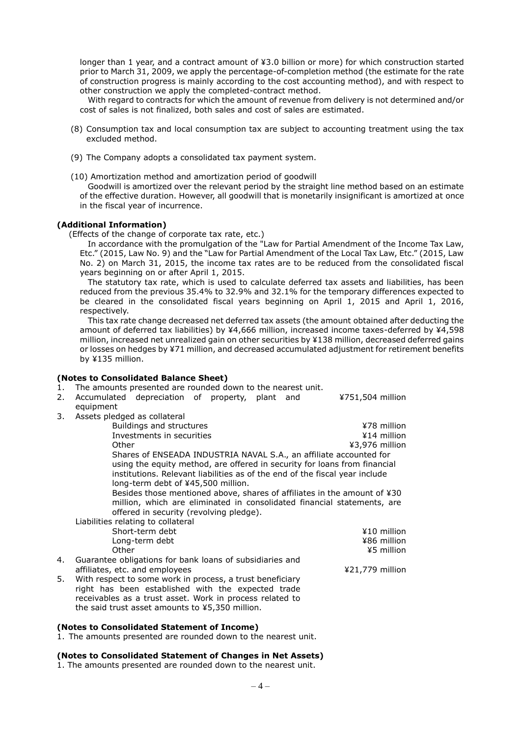longer than 1 year, and a contract amount of ¥3.0 billion or more) for which construction started prior to March 31, 2009, we apply the percentage-of-completion method (the estimate for the rate of construction progress is mainly according to the cost accounting method), and with respect to other construction we apply the completed-contract method.

With regard to contracts for which the amount of revenue from delivery is not determined and/or cost of sales is not finalized, both sales and cost of sales are estimated.

(8) Consumption tax and local consumption tax are subject to accounting treatment using the tax excluded method.

(9) The Company adopts a consolidated tax payment system.

(10) Amortization method and amortization period of goodwill

Goodwill is amortized over the relevant period by the straight line method based on an estimate of the effective duration. However, all goodwill that is monetarily insignificant is amortized at once in the fiscal year of incurrence.

**(Additional Information)**

(Effects of the change of corporate tax rate, etc.)

In accordance with the promulgation of the "Law for Partial Amendment of the Income Tax Law, Etc." (2015, Law No. 9) and the "Law for Partial Amendment of the Local Tax Law, Etc." (2015, Law No. 2) on March 31, 2015, the income tax rates are to be reduced from the consolidated fiscal years beginning on or after April 1, 2015.

The statutory tax rate, which is used to calculate deferred tax assets and liabilities, has been reduced from the previous 35.4% to 32.9% and 32.1% for the temporary differences expected to be cleared in the consolidated fiscal years beginning on April 1, 2015 and April 1, 2016, respectively.

This tax rate change decreased net deferred tax assets (the amount obtained after deducting the amount of deferred tax liabilities) by ¥4,666 million, increased income taxes-deferred by ¥4,598 million, increased net unrealized gain on other securities by ¥138 million, decreased deferred gains or losses on hedges by ¥71 million, and decreased accumulated adjustment for retirement benefits by ¥135 million.

**(Notes to Consolidated Balance Sheet)**

1. The amounts presented are rounded down to the nearest unit.
2. Accumulated depreciation of property, plant and equipment ¥751,504 million
3. Assets pledged as collateral

| | |
|---|---|
| Buildings and structures | ¥78 million |
| Investments in securities | ¥14 million |
| Other | ¥3,976 million |

Shares of ENSEADA INDUSTRIA NAVAL S.A., an affiliate accounted for using the equity method, are offered in security for loans from financial institutions. Relevant liabilities as of the end of the fiscal year include long-term debt of ¥45,500 million.

Besides those mentioned above, shares of affiliates in the amount of ¥30 million, which are eliminated in consolidated financial statements, are offered in security (revolving pledge).

Liabilities relating to collateral

| | |
|---|---|
| Short-term debt | ¥10 million |
| Long-term debt | ¥86 million |
| Other | ¥5 million |

4. Guarantee obligations for bank loans of subsidiaries and affiliates, etc. and employees ¥21,779 million
5. With respect to some work in process, a trust beneficiary right has been established with the expected trade receivables as a trust asset. Work in process related to the said trust asset amounts to ¥5,350 million.

**(Notes to Consolidated Statement of Income)**

1. The amounts presented are rounded down to the nearest unit.

**(Notes to Consolidated Statement of Changes in Net Assets)**

1. The amounts presented are rounded down to the nearest unit.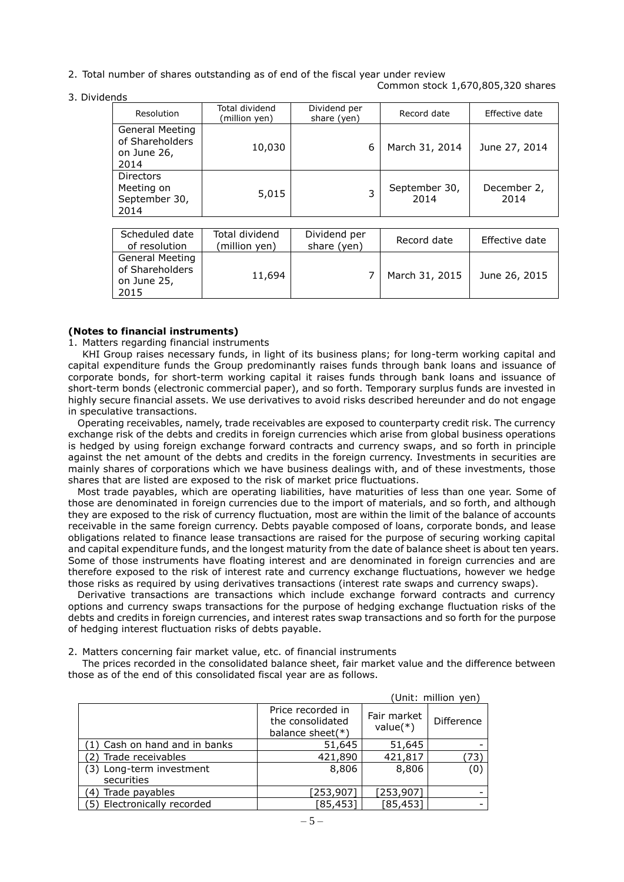2. Total number of shares outstanding as of end of the fiscal year under review

Common stock 1,670,805,320 shares

3. Dividends

| Resolution | Total dividend (million yen) | Dividend per share (yen) | Record date | Effective date |
|---|---|---|---|---|
| General Meeting of Shareholders on June 26, 2014 | 10,030 | 6 | March 31, 2014 | June 27, 2014 |
| Directors Meeting on September 30, 2014 | 5,015 | 3 | September 30, 2014 | December 2, 2014 |

| Scheduled date of resolution | Total dividend (million yen) | Dividend per share (yen) | Record date | Effective date |
|---|---|---|---|---|
| General Meeting of Shareholders on June 25, 2015 | 11,694 | 7 | March 31, 2015 | June 26, 2015 |

**(Notes to financial instruments)**

1. Matters regarding financial instruments

KHI Group raises necessary funds, in light of its business plans; for long-term working capital and capital expenditure funds the Group predominantly raises funds through bank loans and issuance of corporate bonds, for short-term working capital it raises funds through bank loans and issuance of short-term bonds (electronic commercial paper), and so forth. Temporary surplus funds are invested in highly secure financial assets. We use derivatives to avoid risks described hereunder and do not engage in speculative transactions.

Operating receivables, namely, trade receivables are exposed to counterparty credit risk. The currency exchange risk of the debts and credits in foreign currencies which arise from global business operations is hedged by using foreign exchange forward contracts and currency swaps, and so forth in principle against the net amount of the debts and credits in the foreign currency. Investments in securities are mainly shares of corporations which we have business dealings with, and of these investments, those shares that are listed are exposed to the risk of market price fluctuations.

Most trade payables, which are operating liabilities, have maturities of less than one year. Some of those are denominated in foreign currencies due to the import of materials, and so forth, and although they are exposed to the risk of currency fluctuation, most are within the limit of the balance of accounts receivable in the same foreign currency. Debts payable composed of loans, corporate bonds, and lease obligations related to finance lease transactions are raised for the purpose of securing working capital and capital expenditure funds, and the longest maturity from the date of balance sheet is about ten years. Some of those instruments have floating interest and are denominated in foreign currencies and are therefore exposed to the risk of interest rate and currency exchange fluctuations, however we hedge those risks as required by using derivatives transactions (interest rate swaps and currency swaps).

Derivative transactions are transactions which include exchange forward contracts and currency options and currency swaps transactions for the purpose of hedging exchange fluctuation risks of the debts and credits in foreign currencies, and interest rates swap transactions and so forth for the purpose of hedging interest fluctuation risks of debts payable.

2. Matters concerning fair market value, etc. of financial instruments

The prices recorded in the consolidated balance sheet, fair market value and the difference between those as of the end of this consolidated fiscal year are as follows.

(Unit: million yen)

| | Price recorded in the consolidated balance sheet(*) | Fair market value(*) | Difference |
|---|---|---|---|
| (1) Cash on hand and in banks | 51,645 | 51,645 | - |
| (2) Trade receivables | 421,890 | 421,817 | (73) |
| (3) Long-term investment securities | 8,806 | 8,806 | (0) |
| (4) Trade payables | [253,907] | [253,907] | - |
| (5) Electronically recorded | [85,453] | [85,453] | - |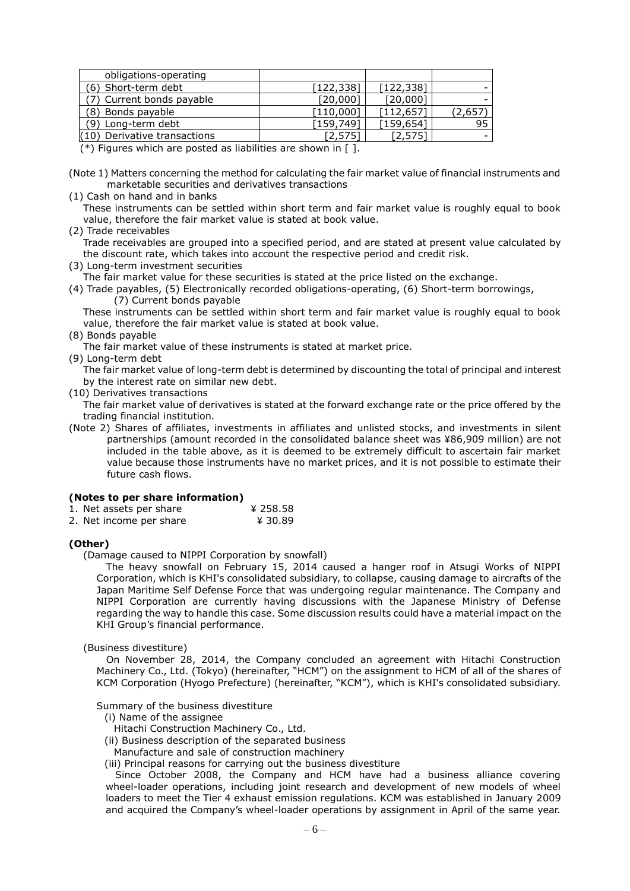| | | | |
|---|---|---|---|
| obligations-operating | | | |
| (6) Short-term debt | [122,338] | [122,338] | - |
| (7) Current bonds payable | [20,000] | [20,000] | - |
| (8) Bonds payable | [110,000] | [112,657] | (2,657) |
| (9) Long-term debt | [159,749] | [159,654] | 95 |
| (10) Derivative transactions | [2,575] | [2,575] | - |

(*) Figures which are posted as liabilities are shown in [ ].

(Note 1) Matters concerning the method for calculating the fair market value of financial instruments and marketable securities and derivatives transactions

(1) Cash on hand and in banks

These instruments can be settled within short term and fair market value is roughly equal to book value, therefore the fair market value is stated at book value.

(2) Trade receivables

Trade receivables are grouped into a specified period, and are stated at present value calculated by the discount rate, which takes into account the respective period and credit risk.

(3) Long-term investment securities

The fair market value for these securities is stated at the price listed on the exchange.

(4) Trade payables, (5) Electronically recorded obligations-operating, (6) Short-term borrowings, (7) Current bonds payable

These instruments can be settled within short term and fair market value is roughly equal to book value, therefore the fair market value is stated at book value.

(8) Bonds payable

The fair market value of these instruments is stated at market price.

(9) Long-term debt

The fair market value of long-term debt is determined by discounting the total of principal and interest by the interest rate on similar new debt.

(10) Derivatives transactions

The fair market value of derivatives is stated at the forward exchange rate or the price offered by the trading financial institution.

(Note 2) Shares of affiliates, investments in affiliates and unlisted stocks, and investments in silent partnerships (amount recorded in the consolidated balance sheet was ¥86,909 million) are not included in the table above, as it is deemed to be extremely difficult to ascertain fair market value because those instruments have no market prices, and it is not possible to estimate their future cash flows.

**(Notes to per share information)**

1. Net assets per share ¥ 258.58
2. Net income per share ¥ 30.89

**(Other)**

(Damage caused to NIPPI Corporation by snowfall)

The heavy snowfall on February 15, 2014 caused a hanger roof in Atsugi Works of NIPPI Corporation, which is KHI's consolidated subsidiary, to collapse, causing damage to aircrafts of the Japan Maritime Self Defense Force that was undergoing regular maintenance. The Company and NIPPI Corporation are currently having discussions with the Japanese Ministry of Defense regarding the way to handle this case. Some discussion results could have a material impact on the KHI Group's financial performance.

(Business divestiture)

On November 28, 2014, the Company concluded an agreement with Hitachi Construction Machinery Co., Ltd. (Tokyo) (hereinafter, "HCM") on the assignment to HCM of all of the shares of KCM Corporation (Hyogo Prefecture) (hereinafter, "KCM"), which is KHI's consolidated subsidiary.

Summary of the business divestiture

(i) Name of the assignee

Hitachi Construction Machinery Co., Ltd.

(ii) Business description of the separated business

Manufacture and sale of construction machinery

(iii) Principal reasons for carrying out the business divestiture

Since October 2008, the Company and HCM have had a business alliance covering wheel-loader operations, including joint research and development of new models of wheel loaders to meet the Tier 4 exhaust emission regulations. KCM was established in January 2009 and acquired the Company's wheel-loader operations by assignment in April of the same year.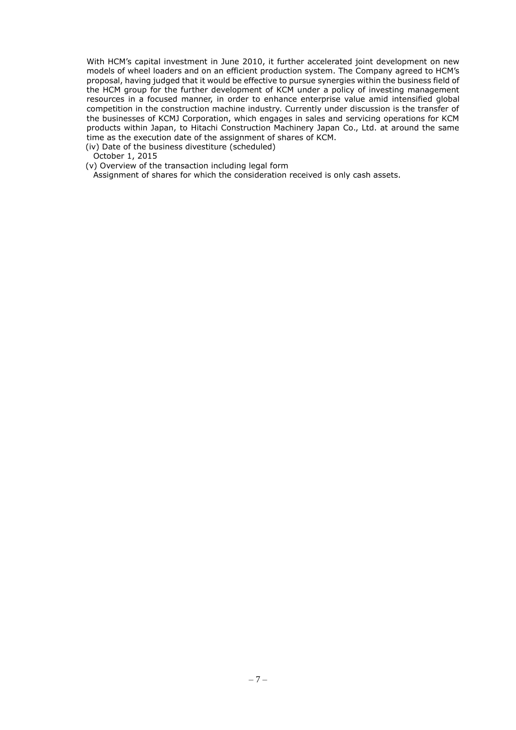With HCM's capital investment in June 2010, it further accelerated joint development on new models of wheel loaders and on an efficient production system. The Company agreed to HCM's proposal, having judged that it would be effective to pursue synergies within the business field of the HCM group for the further development of KCM under a policy of investing management resources in a focused manner, in order to enhance enterprise value amid intensified global competition in the construction machine industry. Currently under discussion is the transfer of the businesses of KCMJ Corporation, which engages in sales and servicing operations for KCM products within Japan, to Hitachi Construction Machinery Japan Co., Ltd. at around the same time as the execution date of the assignment of shares of KCM.

(iv) Date of the business divestiture (scheduled)

October 1, 2015

(v) Overview of the transaction including legal form

Assignment of shares for which the consideration received is only cash assets.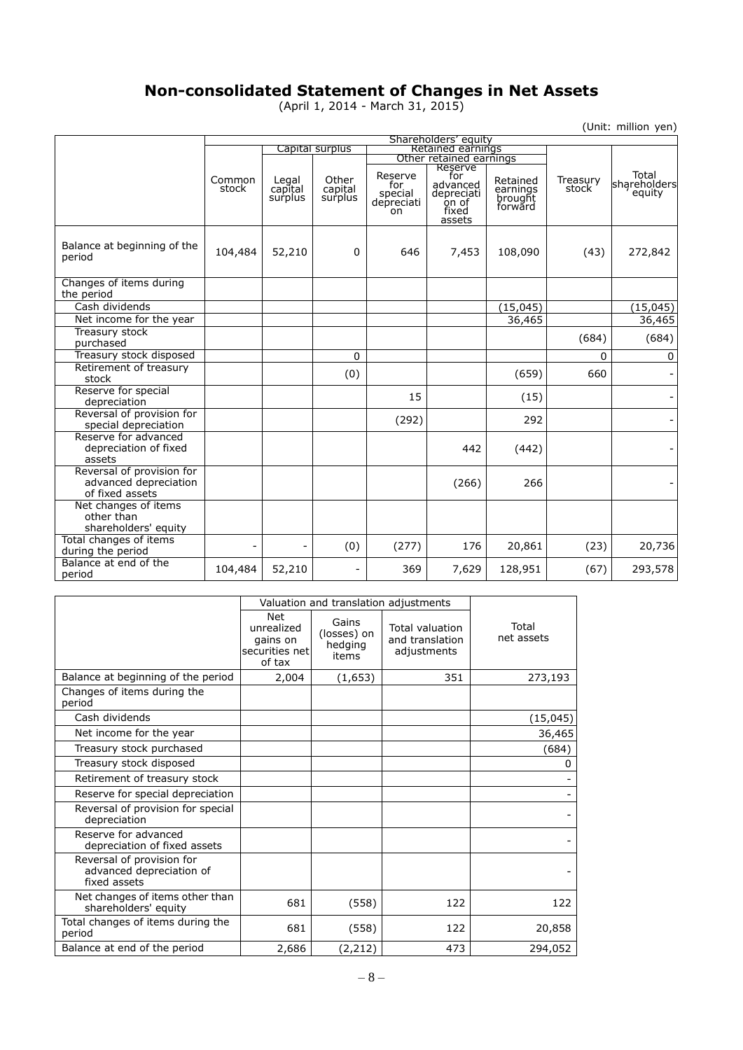# Non-consolidated Statement of Changes in Net Assets

(April 1, 2014 - March 31, 2015)

(Unit: million yen)

| | Shareholders' equity | | | | | | | |
|---|---|---|---|---|---|---|---|---|
| | | Capital surplus | | Retained earnings | | | | |
| | | | | Other retained earnings | | | | |
| | Common stock | Legal capital surplus | Other capital surplus | Reserve for special depreciation | Reserve for advanced depreciation of fixed assets | Retained earnings brought forward | Treasury stock | Total shareholders' equity |
| Balance at beginning of the period | 104,484 | 52,210 | 0 | 646 | 7,453 | 108,090 | (43) | 272,842 |
| Changes of items during the period | | | | | | | | |
| Cash dividends | | | | | | (15,045) | | (15,045) |
| Net income for the year | | | | | | 36,465 | | 36,465 |
| Treasury stock purchased | | | | | | | (684) | (684) |
| Treasury stock disposed | | | 0 | | | | 0 | 0 |
| Retirement of treasury stock | | | (0) | | | (659) | 660 | - |
| Reserve for special depreciation | | | | 15 | | (15) | | - |
| Reversal of provision for special depreciation | | | | (292) | | 292 | | - |
| Reserve for advanced depreciation of fixed assets | | | | | 442 | (442) | | - |
| Reversal of provision for advanced depreciation of fixed assets | | | | | (266) | 266 | | - |
| Net changes of items other than shareholders' equity | | | | | | | | |
| Total changes of items during the period | - | - | (0) | (277) | 176 | 20,861 | (23) | 20,736 |
| Balance at end of the period | 104,484 | 52,210 | - | 369 | 7,629 | 128,951 | (67) | 293,578 |

| | Valuation and translation adjustments | | | |
|---|---|---|---|---|
| | Net unrealized gains on securities net of tax | Gains (losses) on hedging items | Total valuation and translation adjustments | Total net assets |
| Balance at beginning of the period | 2,004 | (1,653) | 351 | 273,193 |
| Changes of items during the period | | | | |
| Cash dividends | | | | (15,045) |
| Net income for the year | | | | 36,465 |
| Treasury stock purchased | | | | (684) |
| Treasury stock disposed | | | | 0 |
| Retirement of treasury stock | | | | - |
| Reserve for special depreciation | | | | - |
| Reversal of provision for special depreciation | | | | - |
| Reserve for advanced depreciation of fixed assets | | | | - |
| Reversal of provision for advanced depreciation of fixed assets | | | | - |
| Net changes of items other than shareholders' equity | 681 | (558) | 122 | 122 |
| Total changes of items during the period | 681 | (558) | 122 | 20,858 |
| Balance at end of the period | 2,686 | (2,212) | 473 | 294,052 |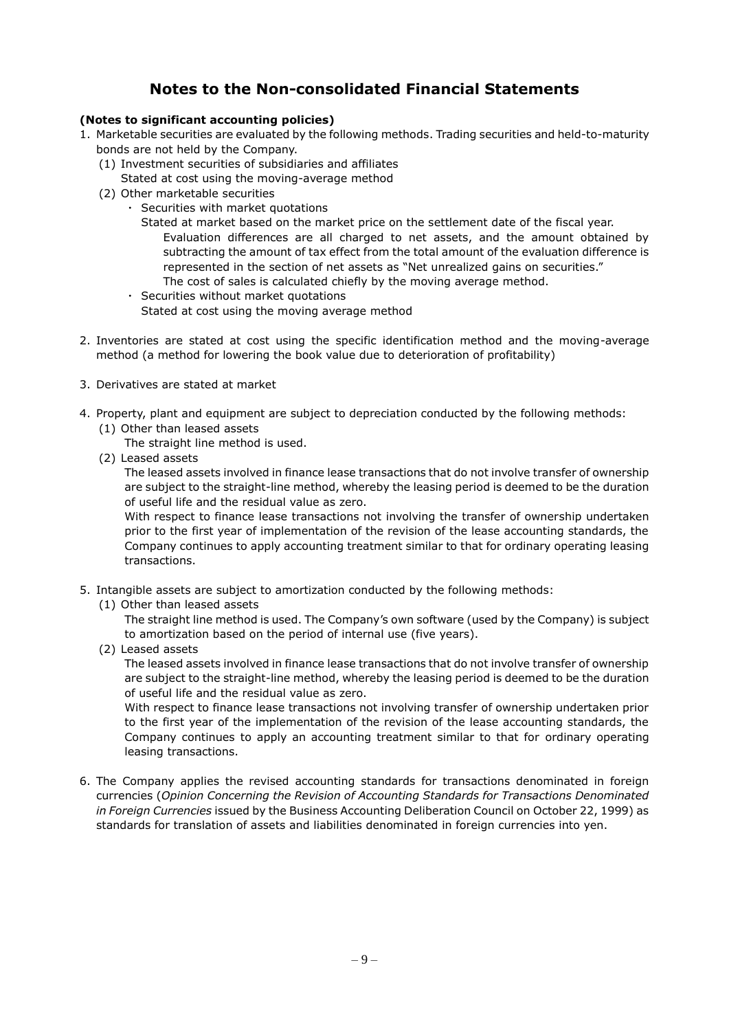# Notes to the Non-consolidated Financial Statements

**(Notes to significant accounting policies)**

1. Marketable securities are evaluated by the following methods. Trading securities and held-to-maturity bonds are not held by the Company.
   (1) Investment securities of subsidiaries and affiliates
   Stated at cost using the moving-average method
   (2) Other marketable securities
   ・ Securities with market quotations
   Stated at market based on the market price on the settlement date of the fiscal year.
   Evaluation differences are all charged to net assets, and the amount obtained by subtracting the amount of tax effect from the total amount of the evaluation difference is represented in the section of net assets as "Net unrealized gains on securities."
   The cost of sales is calculated chiefly by the moving average method.
   ・ Securities without market quotations
   Stated at cost using the moving average method

2. Inventories are stated at cost using the specific identification method and the moving-average method (a method for lowering the book value due to deterioration of profitability)

3. Derivatives are stated at market

4. Property, plant and equipment are subject to depreciation conducted by the following methods:
   (1) Other than leased assets
   The straight line method is used.
   (2) Leased assets
   The leased assets involved in finance lease transactions that do not involve transfer of ownership are subject to the straight-line method, whereby the leasing period is deemed to be the duration of useful life and the residual value as zero.
   With respect to finance lease transactions not involving the transfer of ownership undertaken prior to the first year of implementation of the revision of the lease accounting standards, the Company continues to apply accounting treatment similar to that for ordinary operating leasing transactions.

5. Intangible assets are subject to amortization conducted by the following methods:
   (1) Other than leased assets
   The straight line method is used. The Company's own software (used by the Company) is subject to amortization based on the period of internal use (five years).
   (2) Leased assets
   The leased assets involved in finance lease transactions that do not involve transfer of ownership are subject to the straight-line method, whereby the leasing period is deemed to be the duration of useful life and the residual value as zero.
   With respect to finance lease transactions not involving transfer of ownership undertaken prior to the first year of the implementation of the revision of the lease accounting standards, the Company continues to apply an accounting treatment similar to that for ordinary operating leasing transactions.

6. The Company applies the revised accounting standards for transactions denominated in foreign currencies (*Opinion Concerning the Revision of Accounting Standards for Transactions Denominated in Foreign Currencies* issued by the Business Accounting Deliberation Council on October 22, 1999) as standards for translation of assets and liabilities denominated in foreign currencies into yen.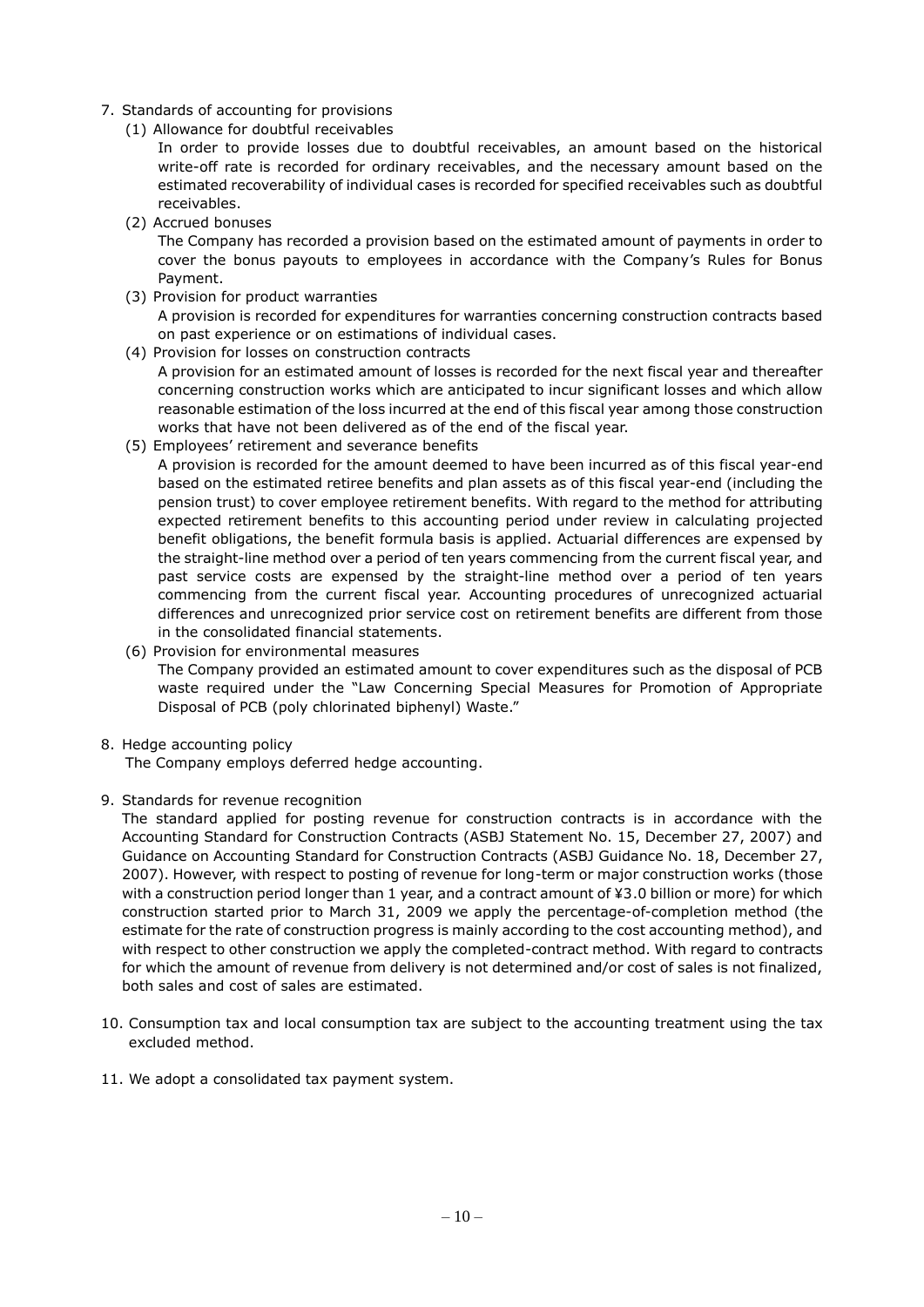7. Standards of accounting for provisions

   (1) Allowance for doubtful receivables

   In order to provide losses due to doubtful receivables, an amount based on the historical write-off rate is recorded for ordinary receivables, and the necessary amount based on the estimated recoverability of individual cases is recorded for specified receivables such as doubtful receivables.

   (2) Accrued bonuses

   The Company has recorded a provision based on the estimated amount of payments in order to cover the bonus payouts to employees in accordance with the Company's Rules for Bonus Payment.

   (3) Provision for product warranties

   A provision is recorded for expenditures for warranties concerning construction contracts based on past experience or on estimations of individual cases.

   (4) Provision for losses on construction contracts

   A provision for an estimated amount of losses is recorded for the next fiscal year and thereafter concerning construction works which are anticipated to incur significant losses and which allow reasonable estimation of the loss incurred at the end of this fiscal year among those construction works that have not been delivered as of the end of the fiscal year.

   (5) Employees' retirement and severance benefits

   A provision is recorded for the amount deemed to have been incurred as of this fiscal year-end based on the estimated retiree benefits and plan assets as of this fiscal year-end (including the pension trust) to cover employee retirement benefits. With regard to the method for attributing expected retirement benefits to this accounting period under review in calculating projected benefit obligations, the benefit formula basis is applied. Actuarial differences are expensed by the straight-line method over a period of ten years commencing from the current fiscal year, and past service costs are expensed by the straight-line method over a period of ten years commencing from the current fiscal year. Accounting procedures of unrecognized actuarial differences and unrecognized prior service cost on retirement benefits are different from those in the consolidated financial statements.

   (6) Provision for environmental measures

   The Company provided an estimated amount to cover expenditures such as the disposal of PCB waste required under the "Law Concerning Special Measures for Promotion of Appropriate Disposal of PCB (poly chlorinated biphenyl) Waste."

8. Hedge accounting policy

   The Company employs deferred hedge accounting.

9. Standards for revenue recognition

   The standard applied for posting revenue for construction contracts is in accordance with the Accounting Standard for Construction Contracts (ASBJ Statement No. 15, December 27, 2007) and Guidance on Accounting Standard for Construction Contracts (ASBJ Guidance No. 18, December 27, 2007). However, with respect to posting of revenue for long-term or major construction works (those with a construction period longer than 1 year, and a contract amount of ¥3.0 billion or more) for which construction started prior to March 31, 2009 we apply the percentage-of-completion method (the estimate for the rate of construction progress is mainly according to the cost accounting method), and with respect to other construction we apply the completed-contract method. With regard to contracts for which the amount of revenue from delivery is not determined and/or cost of sales is not finalized, both sales and cost of sales are estimated.

10. Consumption tax and local consumption tax are subject to the accounting treatment using the tax excluded method.

11. We adopt a consolidated tax payment system.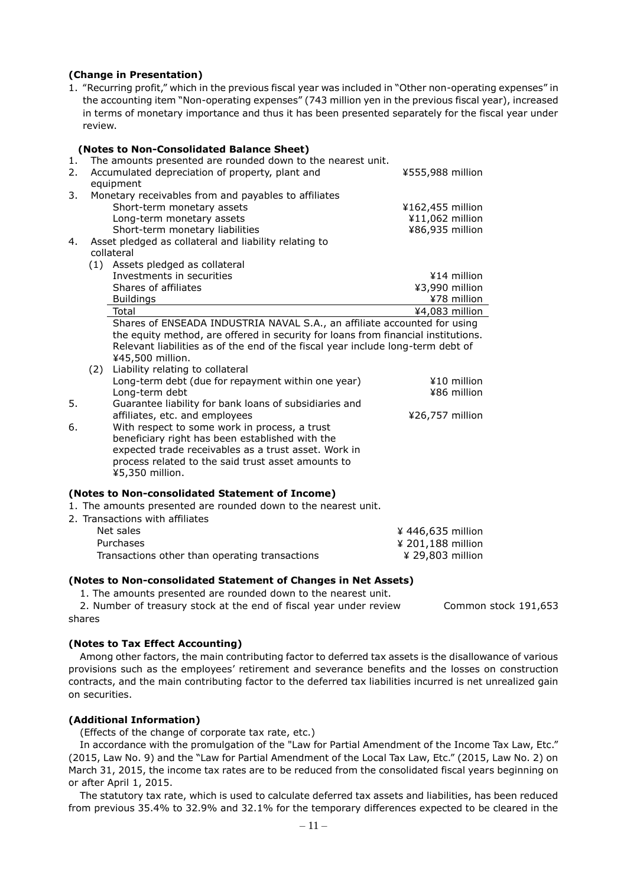**(Change in Presentation)**

1. "Recurring profit," which in the previous fiscal year was included in "Other non-operating expenses" in the accounting item "Non-operating expenses" (743 million yen in the previous fiscal year), increased in terms of monetary importance and thus it has been presented separately for the fiscal year under review.

**(Notes to Non-Consolidated Balance Sheet)**

1. The amounts presented are rounded down to the nearest unit.
2. Accumulated depreciation of property, plant and equipment ¥555,988 million
3. Monetary receivables from and payables to affiliates

| | |
|---|---|
| Short-term monetary assets | ¥162,455 million |
| Long-term monetary assets | ¥11,062 million |
| Short-term monetary liabilities | ¥86,935 million |

4. Asset pledged as collateral and liability relating to collateral

(1) Assets pledged as collateral

| | |
|---|---|
| Investments in securities | ¥14 million |
| Shares of affiliates | ¥3,990 million |
| Buildings | ¥78 million |
| Total | ¥4,083 million |

Shares of ENSEADA INDUSTRIA NAVAL S.A., an affiliate accounted for using the equity method, are offered in security for loans from financial institutions. Relevant liabilities as of the end of the fiscal year include long-term debt of ¥45,500 million.

(2) Liability relating to collateral

| | |
|---|---|
| Long-term debt (due for repayment within one year) | ¥10 million |
| Long-term debt | ¥86 million |

5. Guarantee liability for bank loans of subsidiaries and affiliates, etc. and employees ¥26,757 million
6. With respect to some work in process, a trust beneficiary right has been established with the expected trade receivables as a trust asset. Work in process related to the said trust asset amounts to ¥5,350 million.

**(Notes to Non-consolidated Statement of Income)**

1. The amounts presented are rounded down to the nearest unit.
2. Transactions with affiliates

| | |
|---|---|
| Net sales | ¥ 446,635 million |
| Purchases | ¥ 201,188 million |
| Transactions other than operating transactions | ¥ 29,803 million |

**(Notes to Non-consolidated Statement of Changes in Net Assets)**

1. The amounts presented are rounded down to the nearest unit.
2. Number of treasury stock at the end of fiscal year under review Common stock 191,653 shares

**(Notes to Tax Effect Accounting)**

Among other factors, the main contributing factor to deferred tax assets is the disallowance of various provisions such as the employees' retirement and severance benefits and the losses on construction contracts, and the main contributing factor to the deferred tax liabilities incurred is net unrealized gain on securities.

**(Additional Information)**

(Effects of the change of corporate tax rate, etc.)

In accordance with the promulgation of the "Law for Partial Amendment of the Income Tax Law, Etc." (2015, Law No. 9) and the "Law for Partial Amendment of the Local Tax Law, Etc." (2015, Law No. 2) on March 31, 2015, the income tax rates are to be reduced from the consolidated fiscal years beginning on or after April 1, 2015.

The statutory tax rate, which is used to calculate deferred tax assets and liabilities, has been reduced from previous 35.4% to 32.9% and 32.1% for the temporary differences expected to be cleared in the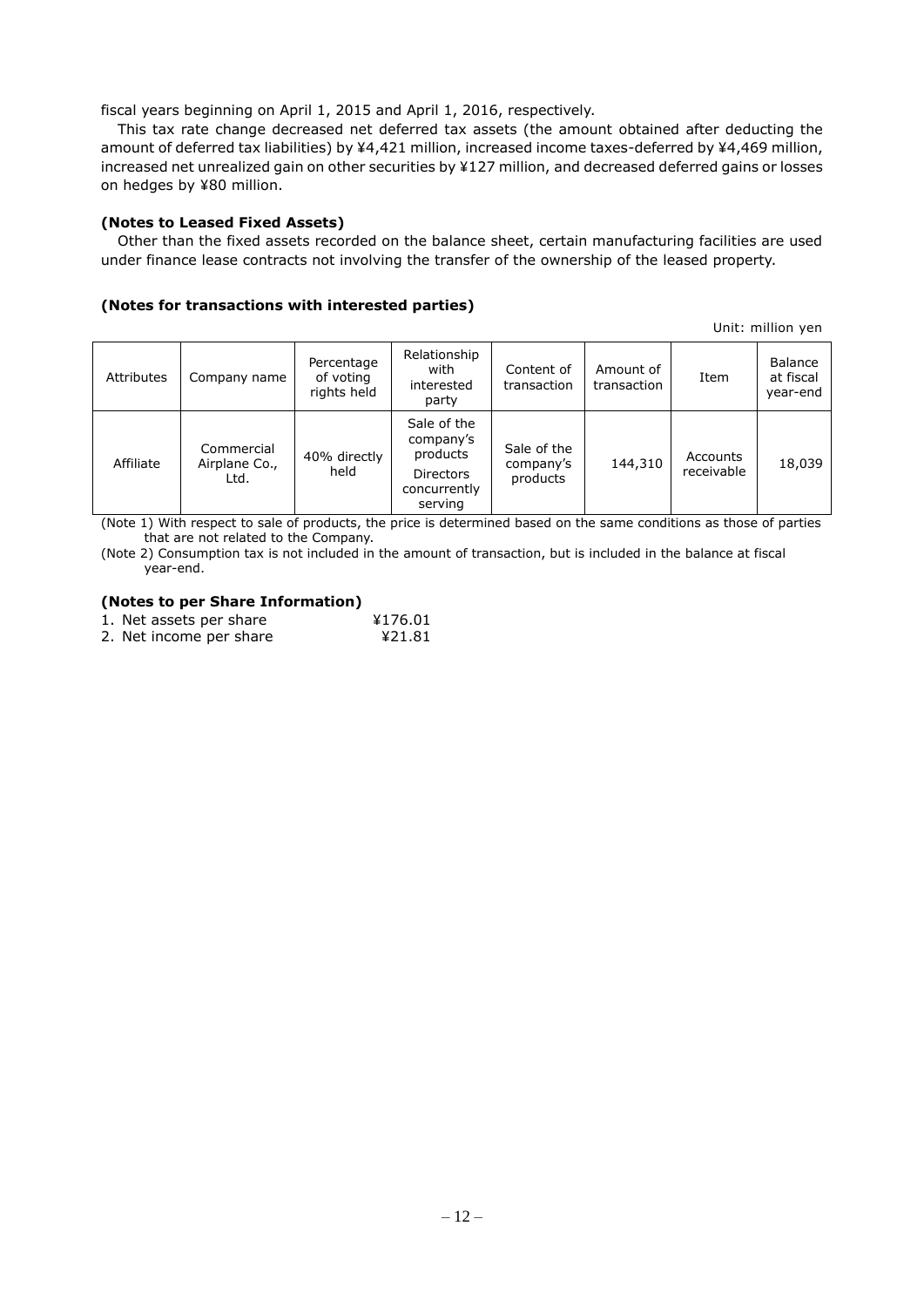fiscal years beginning on April 1, 2015 and April 1, 2016, respectively.

This tax rate change decreased net deferred tax assets (the amount obtained after deducting the amount of deferred tax liabilities) by ¥4,421 million, increased income taxes-deferred by ¥4,469 million, increased net unrealized gain on other securities by ¥127 million, and decreased deferred gains or losses on hedges by ¥80 million.

**(Notes to Leased Fixed Assets)**

Other than the fixed assets recorded on the balance sheet, certain manufacturing facilities are used under finance lease contracts not involving the transfer of the ownership of the leased property.

**(Notes for transactions with interested parties)**

Unit: million yen

| Attributes | Company name | Percentage of voting rights held | Relationship with interested party | Content of transaction | Amount of transaction | Item | Balance at fiscal year-end |
|---|---|---|---|---|---|---|---|
| Affiliate | Commercial Airplane Co., Ltd. | 40% directly held | Sale of the company's products<br>Directors concurrently serving | Sale of the company's products | 144,310 | Accounts receivable | 18,039 |

(Note 1) With respect to sale of products, the price is determined based on the same conditions as those of parties that are not related to the Company.

(Note 2) Consumption tax is not included in the amount of transaction, but is included in the balance at fiscal year-end.

**(Notes to per Share Information)**

1. Net assets per share ¥176.01
2. Net income per share ¥21.81